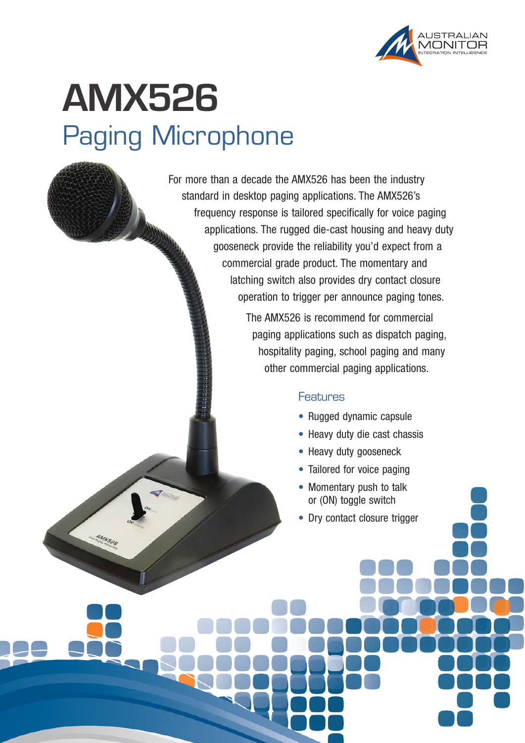# AMX526

## Paging Microphone

For more than a decade the AMX526 has been the industry standard in desktop paging applications. The AMX526's frequency response is tailored specifically for voice paging applications. The rugged die-cast housing and heavy duty gooseneck provide the reliability you'd expect from a commercial grade product. The momentary and latching switch also provides dry contact closure operation to trigger per announce paging tones.

The AMX526 is recommend for commercial paging applications such as dispatch paging, hospitality paging, school paging and many other commercial paging applications.

### Features

- Rugged dynamic capsule
- Heavy duty die cast chassis
- Heavy duty gooseneck
- Tailored for voice paging
- Momentary push to talk or (ON) toggle switch
- Dry contact closure trigger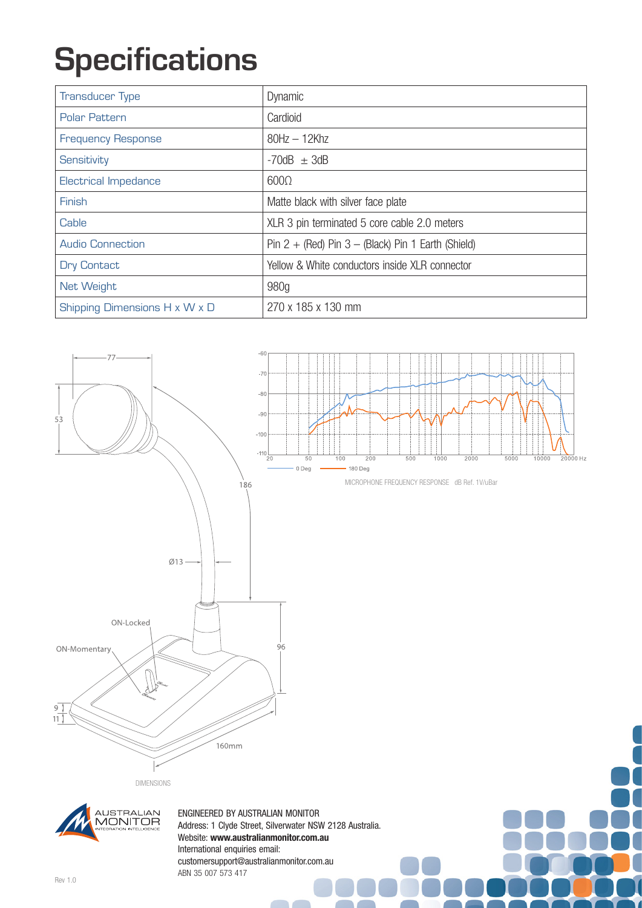# Specifications

| | |
|---|---|
| Transducer Type | Dynamic |
| Polar Pattern | Cardioid |
| Frequency Response | 80Hz – 12Khz |
| Sensitivity | -70dB ± 3dB |
| Electrical Impedance | 600Ω |
| Finish | Matte black with silver face plate |
| Cable | XLR 3 pin terminated 5 core cable 2.0 meters |
| Audio Connection | Pin 2 + (Red) Pin 3 – (Black) Pin 1 Earth (Shield) |
| Dry Contact | Yellow & White conductors inside XLR connector |
| Net Weight | 980g |
| Shipping Dimensions H x W x D | 270 x 185 x 130 mm |

77
53
186
Ø13
96
ON-Locked
ON-Momentary
9
11
160mm

DIMENSIONS

-60
-70
-80
-90
-100
-110
20 50 100 200 500 1000 2000 5000 10000 20000 Hz
0 Deg
180 Deg

MICROPHONE FREQUENCY RESPONSE dB Ref. 1V/uBar

AUSTRALIAN MONITOR
INTEGRATION INTELLIGENCE

ENGINEERED BY AUSTRALIAN MONITOR
Address: 1 Clyde Street, Silverwater NSW 2128 Australia.
Website: **www.australianmonitor.com.au**
International enquiries email:
customersupport@australianmonitor.com.au
ABN 35 007 573 417

Rev 1.0